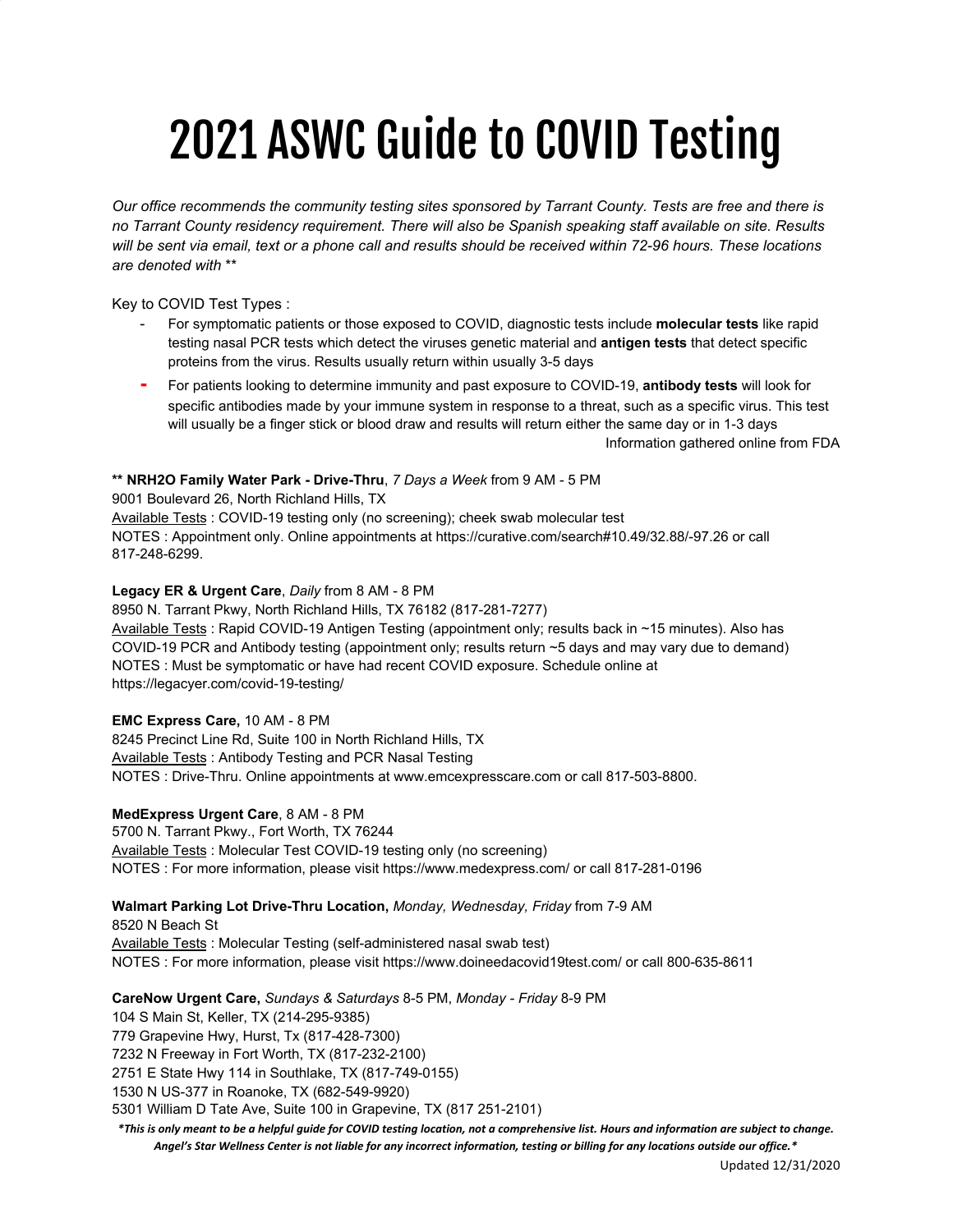# 2021 ASWC Guide to COVID Testing

*Our office recommends the community testing sites sponsored by Tarrant County. Tests are free and there is no Tarrant County residency requirement. There will also be Spanish speaking staff available on site. Results will be sent via email, text or a phone call and results should be received within 72-96 hours. These locations are denoted with ***

Key to COVID Test Types :

- For symptomatic patients or those exposed to COVID, diagnostic tests include **molecular tests** like rapid testing nasal PCR tests which detect the viruses genetic material and **antigen tests** that detect specific proteins from the virus. Results usually return within usually 3-5 days
- For patients looking to determine immunity and past exposure to COVID-19, **antibody tests** will look for specific antibodies made by your immune system in response to a threat, such as a specific virus. This test will usually be a finger stick or blood draw and results will return either the same day or in 1-3 days

Information gathered online from FDA

**** NRH2O Family Water Park - Drive-Thru**, *7 Days a Week* from 9 AM - 5 PM
9001 Boulevard 26, North Richland Hills, TX
Available Tests : COVID-19 testing only (no screening); cheek swab molecular test
NOTES : Appointment only. Online appointments at https://curative.com/search#10.49/32.88/-97.26 or call 817-248-6299.

**Legacy ER & Urgent Care**, *Daily* from 8 AM - 8 PM
8950 N. Tarrant Pkwy, North Richland Hills, TX 76182 (817-281-7277)
Available Tests : Rapid COVID-19 Antigen Testing (appointment only; results back in ~15 minutes). Also has COVID-19 PCR and Antibody testing (appointment only; results return ~5 days and may vary due to demand)
NOTES : Must be symptomatic or have had recent COVID exposure. Schedule online at https://legacyer.com/covid-19-testing/

**EMC Express Care,** 10 AM - 8 PM
8245 Precinct Line Rd, Suite 100 in North Richland Hills, TX
Available Tests : Antibody Testing and PCR Nasal Testing
NOTES : Drive-Thru. Online appointments at www.emcexpresscare.com or call 817-503-8800.

**MedExpress Urgent Care**, 8 AM - 8 PM
5700 N. Tarrant Pkwy., Fort Worth, TX 76244
Available Tests : Molecular Test COVID-19 testing only (no screening)
NOTES : For more information, please visit https://www.medexpress.com/ or call 817-281-0196

**Walmart Parking Lot Drive-Thru Location,** *Monday, Wednesday, Friday* from 7-9 AM
8520 N Beach St
Available Tests : Molecular Testing (self-administered nasal swab test)
NOTES : For more information, please visit https://www.doineedacovid19test.com/ or call 800-635-8611

**CareNow Urgent Care,** *Sundays & Saturdays* 8-5 PM, *Monday - Friday* 8-9 PM
104 S Main St, Keller, TX (214-295-9385)
779 Grapevine Hwy, Hurst, Tx (817-428-7300)
7232 N Freeway in Fort Worth, TX (817-232-2100)
2751 E State Hwy 114 in Southlake, TX (817-749-0155)
1530 N US-377 in Roanoke, TX (682-549-9920)
5301 William D Tate Ave, Suite 100 in Grapevine, TX (817 251-2101)

***This is only meant to be a helpful guide for COVID testing location, not a comprehensive list. Hours and information are subject to change. Angel's Star Wellness Center is not liable for any incorrect information, testing or billing for any locations outside our office.***

Updated 12/31/2020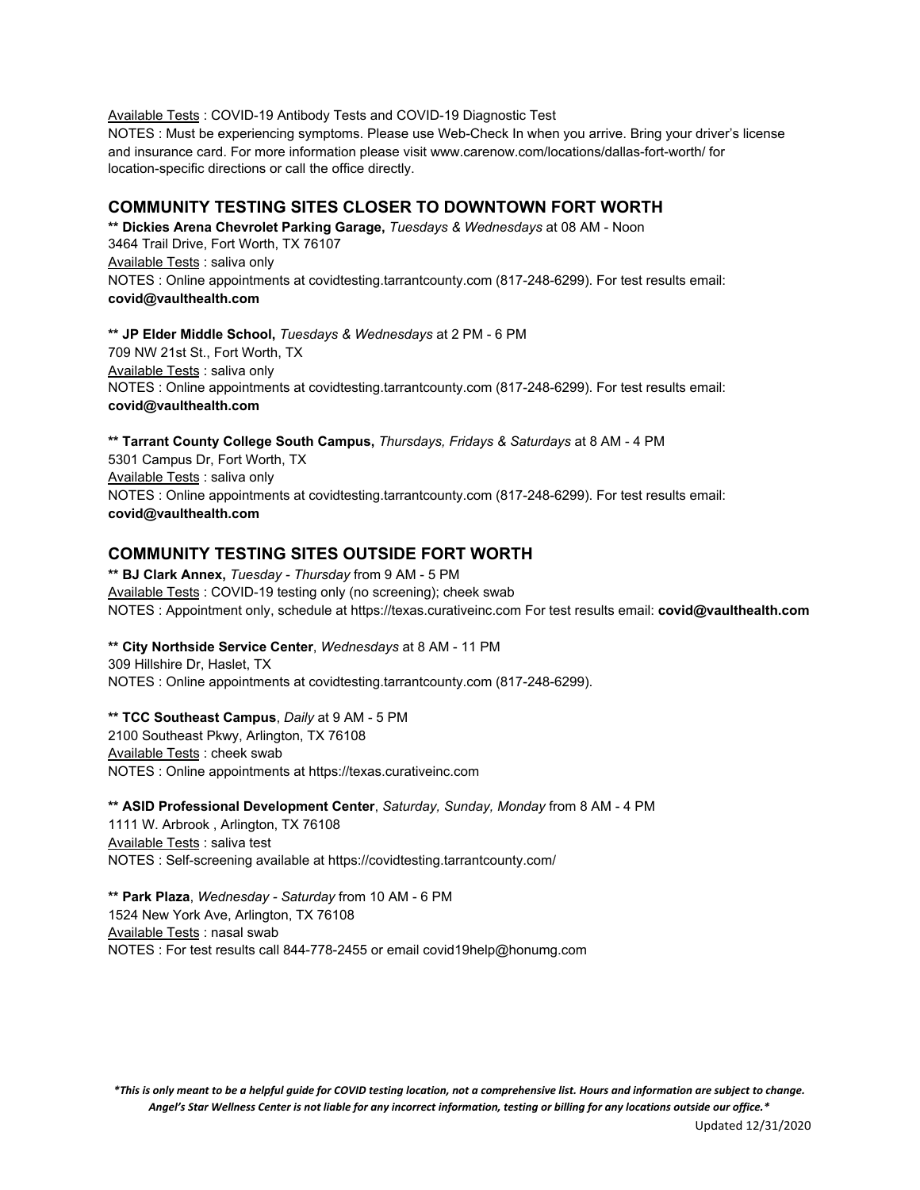Available Tests : COVID-19 Antibody Tests and COVID-19 Diagnostic Test
NOTES : Must be experiencing symptoms. Please use Web-Check In when you arrive. Bring your driver's license and insurance card. For more information please visit www.carenow.com/locations/dallas-fort-worth/ for location-specific directions or call the office directly.

## COMMUNITY TESTING SITES CLOSER TO DOWNTOWN FORT WORTH

**** Dickies Arena Chevrolet Parking Garage,** *Tuesdays & Wednesdays* at 08 AM - Noon
3464 Trail Drive, Fort Worth, TX 76107
Available Tests : saliva only
NOTES : Online appointments at covidtesting.tarrantcounty.com (817-248-6299). For test results email: **covid@vaulthealth.com**

**** JP Elder Middle School,** *Tuesdays & Wednesdays* at 2 PM - 6 PM
709 NW 21st St., Fort Worth, TX
Available Tests : saliva only
NOTES : Online appointments at covidtesting.tarrantcounty.com (817-248-6299). For test results email: **covid@vaulthealth.com**

**** Tarrant County College South Campus,** *Thursdays, Fridays & Saturdays* at 8 AM - 4 PM
5301 Campus Dr, Fort Worth, TX
Available Tests : saliva only
NOTES : Online appointments at covidtesting.tarrantcounty.com (817-248-6299). For test results email: **covid@vaulthealth.com**

## COMMUNITY TESTING SITES OUTSIDE FORT WORTH

**** BJ Clark Annex,** *Tuesday - Thursday* from 9 AM - 5 PM
Available Tests : COVID-19 testing only (no screening); cheek swab
NOTES : Appointment only, schedule at https://texas.curativeinc.com For test results email: **covid@vaulthealth.com**

**** City Northside Service Center**, *Wednesdays* at 8 AM - 11 PM
309 Hillshire Dr, Haslet, TX
NOTES : Online appointments at covidtesting.tarrantcounty.com (817-248-6299).

**** TCC Southeast Campus**, *Daily* at 9 AM - 5 PM
2100 Southeast Pkwy, Arlington, TX 76108
Available Tests : cheek swab
NOTES : Online appointments at https://texas.curativeinc.com

**** ASID Professional Development Center**, *Saturday, Sunday, Monday* from 8 AM - 4 PM
1111 W. Arbrook , Arlington, TX 76108
Available Tests : saliva test
NOTES : Self-screening available at https://covidtesting.tarrantcounty.com/

**** Park Plaza**, *Wednesday - Saturday* from 10 AM - 6 PM
1524 New York Ave, Arlington, TX 76108
Available Tests : nasal swab
NOTES : For test results call 844-778-2455 or email covid19help@honumg.com

***This is only meant to be a helpful guide for COVID testing location, not a comprehensive list. Hours and information are subject to change. Angel's Star Wellness Center is not liable for any incorrect information, testing or billing for any locations outside our office.***

Updated 12/31/2020